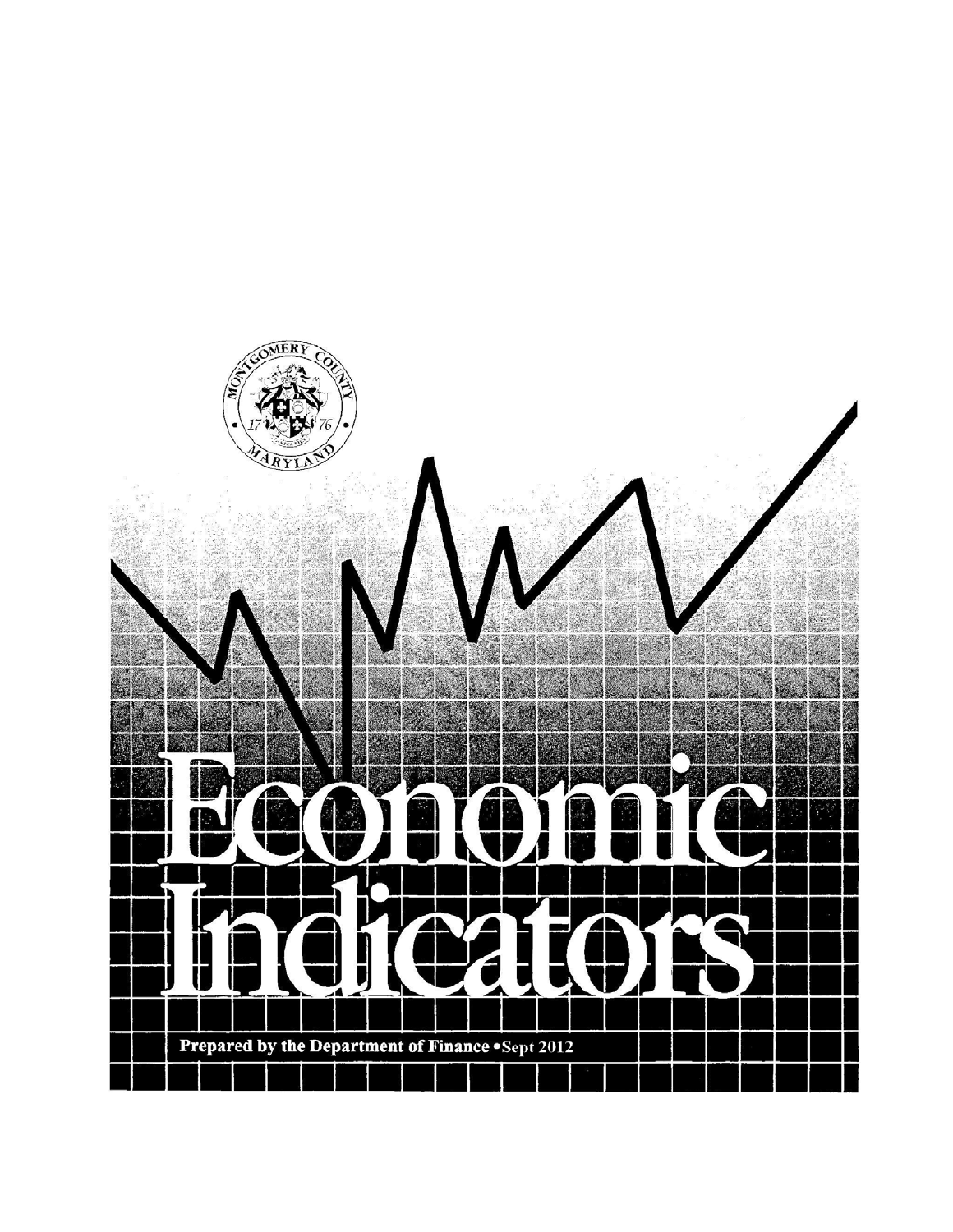# Economic Indicators

Prepared by the Department of Finance • Sept 2012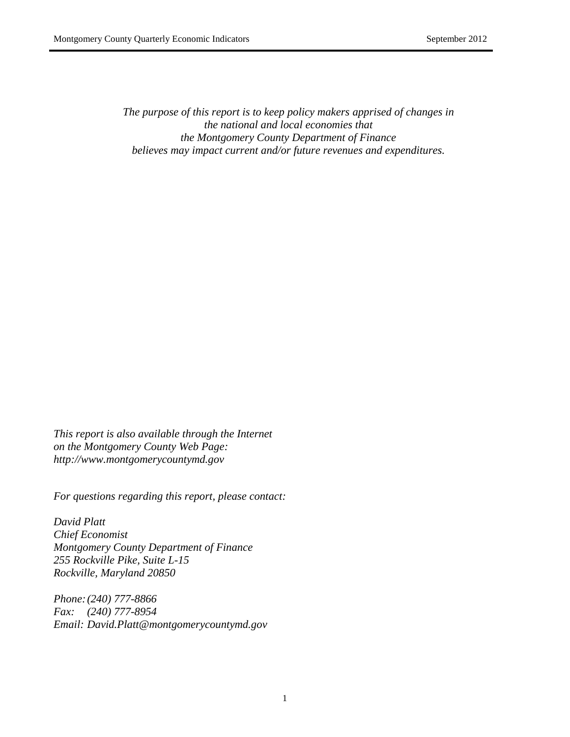*The purpose of this report is to keep policy makers apprised of changes in the national and local economies that the Montgomery County Department of Finance believes may impact current and/or future revenues and expenditures.*

*This report is also available through the Internet on the Montgomery County Web Page: http://www.montgomerycountymd.gov*

*For questions regarding this report, please contact:*

*David Platt*
*Chief Economist*
*Montgomery County Department of Finance*
*255 Rockville Pike, Suite L-15*
*Rockville, Maryland 20850*

*Phone: (240) 777-8866*
*Fax: (240) 777-8954*
*Email: David.Platt@montgomerycountymd.gov*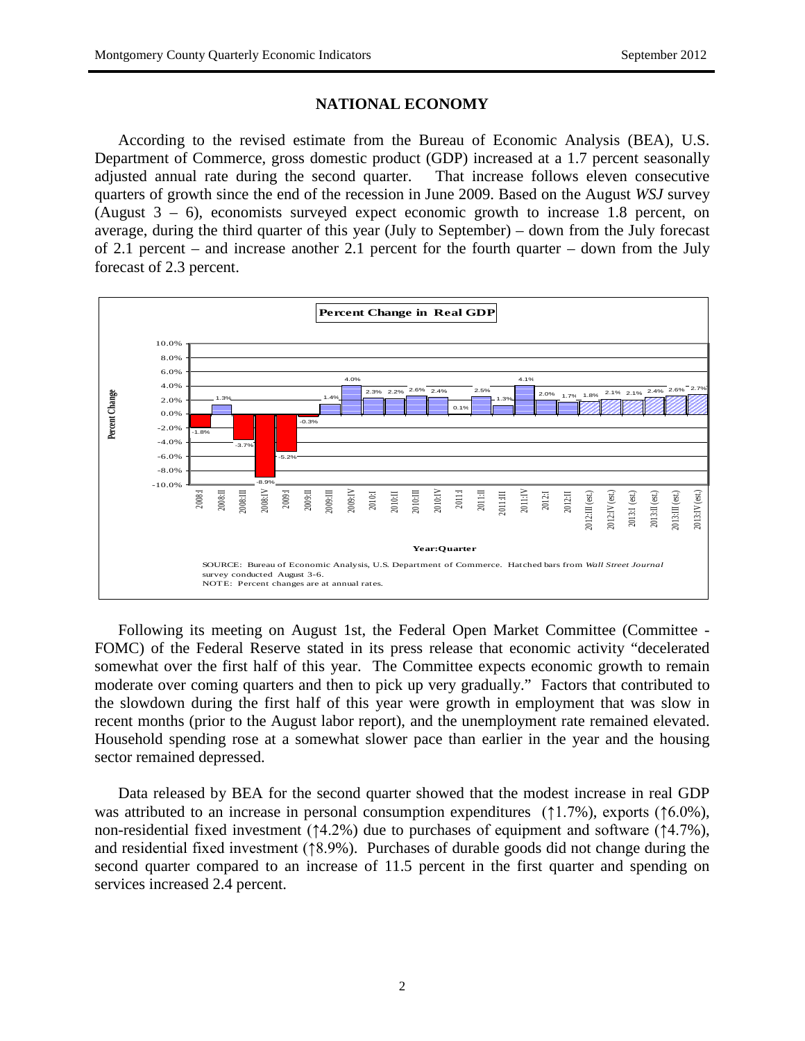## NATIONAL ECONOMY

According to the revised estimate from the Bureau of Economic Analysis (BEA), U.S. Department of Commerce, gross domestic product (GDP) increased at a 1.7 percent seasonally adjusted annual rate during the second quarter. That increase follows eleven consecutive quarters of growth since the end of the recession in June 2009. Based on the August *WSJ* survey (August 3 – 6), economists surveyed expect economic growth to increase 1.8 percent, on average, during the third quarter of this year (July to September) – down from the July forecast of 2.1 percent – and increase another 2.1 percent for the fourth quarter – down from the July forecast of 2.3 percent.

**Percent Change in Real GDP**

| Year:Quarter | Percent Change |
|---|---|
| 2008:I | -1.8% |
| 2008:II | 1.3% |
| 2008:III | -3.7% |
| 2008:IV | -8.9% |
| 2009:I | -5.2% |
| 2009:II | -0.3% |
| 2009:III | 1.4% |
| 2009:IV | 4.0% |
| 2010:I | 2.3% |
| 2010:II | 2.2% |
| 2010:III | 2.6% |
| 2010:IV | 2.4% |
| 2011:I | 0.1% |
| 2011:II | 2.5% |
| 2011:III | 1.3% |
| 2011:IV | 4.1% |
| 2012:I | 2.0% |
| 2012:II | 1.7% |
| 2012:III (est.) | 1.8% |
| 2012:IV (est.) | 2.1% |
| 2013:I (est.) | 2.1% |
| 2013:II (est.) | 2.4% |
| 2013:III (est.) | 2.6% |
| 2013:IV (est.) | 2.7% |

SOURCE: Bureau of Economic Analysis, U.S. Department of Commerce. Hatched bars from *Wall Street Journal* survey conducted August 3-6.
NOTE: Percent changes are at annual rates.

Following its meeting on August 1st, the Federal Open Market Committee (Committee - FOMC) of the Federal Reserve stated in its press release that economic activity "decelerated somewhat over the first half of this year. The Committee expects economic growth to remain moderate over coming quarters and then to pick up very gradually." Factors that contributed to the slowdown during the first half of this year were growth in employment that was slow in recent months (prior to the August labor report), and the unemployment rate remained elevated. Household spending rose at a somewhat slower pace than earlier in the year and the housing sector remained depressed.

Data released by BEA for the second quarter showed that the modest increase in real GDP was attributed to an increase in personal consumption expenditures (↑1.7%), exports (↑6.0%), non-residential fixed investment (↑4.2%) due to purchases of equipment and software (↑4.7%), and residential fixed investment (↑8.9%). Purchases of durable goods did not change during the second quarter compared to an increase of 11.5 percent in the first quarter and spending on services increased 2.4 percent.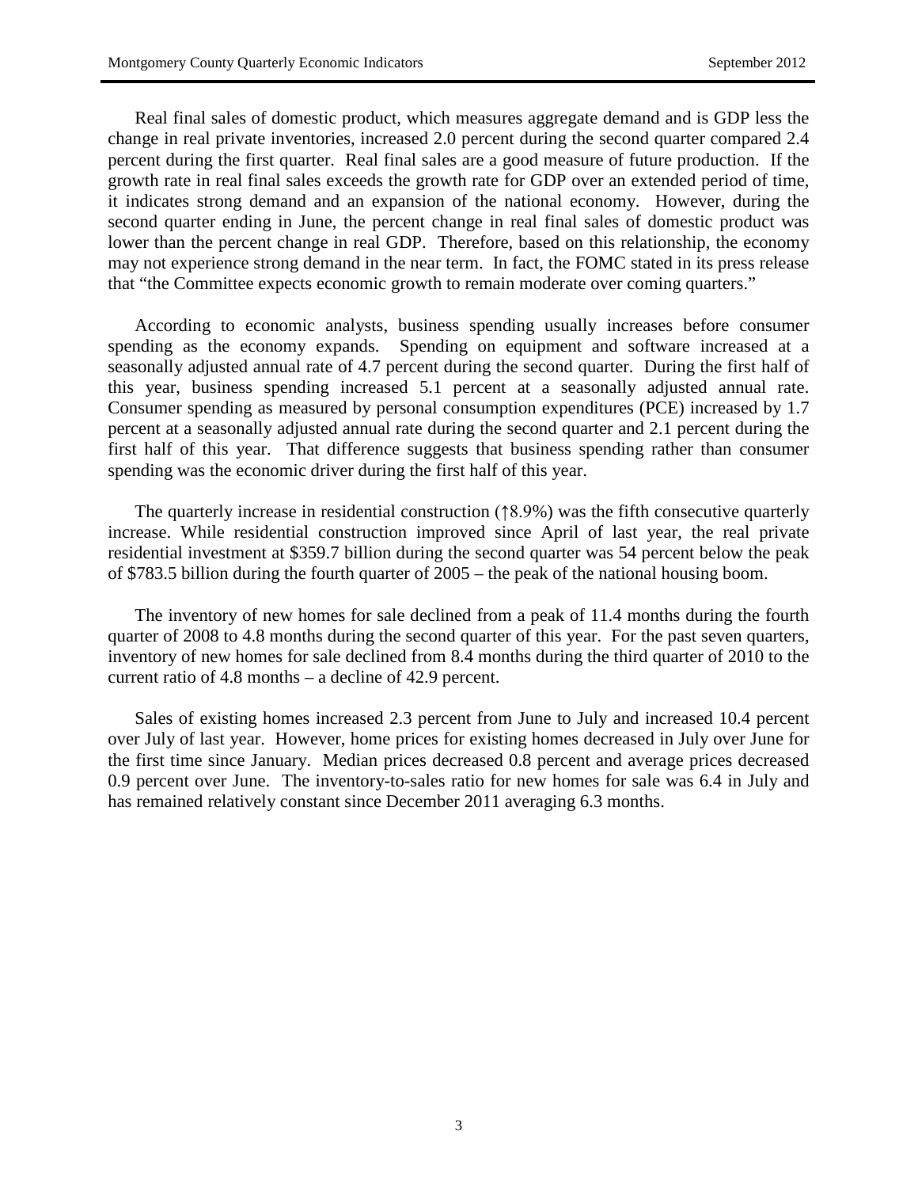Real final sales of domestic product, which measures aggregate demand and is GDP less the change in real private inventories, increased 2.0 percent during the second quarter compared 2.4 percent during the first quarter. Real final sales are a good measure of future production. If the growth rate in real final sales exceeds the growth rate for GDP over an extended period of time, it indicates strong demand and an expansion of the national economy. However, during the second quarter ending in June, the percent change in real final sales of domestic product was lower than the percent change in real GDP. Therefore, based on this relationship, the economy may not experience strong demand in the near term. In fact, the FOMC stated in its press release that "the Committee expects economic growth to remain moderate over coming quarters."

According to economic analysts, business spending usually increases before consumer spending as the economy expands. Spending on equipment and software increased at a seasonally adjusted annual rate of 4.7 percent during the second quarter. During the first half of this year, business spending increased 5.1 percent at a seasonally adjusted annual rate. Consumer spending as measured by personal consumption expenditures (PCE) increased by 1.7 percent at a seasonally adjusted annual rate during the second quarter and 2.1 percent during the first half of this year. That difference suggests that business spending rather than consumer spending was the economic driver during the first half of this year.

The quarterly increase in residential construction (↑8.9%) was the fifth consecutive quarterly increase. While residential construction improved since April of last year, the real private residential investment at $359.7 billion during the second quarter was 54 percent below the peak of $783.5 billion during the fourth quarter of 2005 – the peak of the national housing boom.

The inventory of new homes for sale declined from a peak of 11.4 months during the fourth quarter of 2008 to 4.8 months during the second quarter of this year. For the past seven quarters, inventory of new homes for sale declined from 8.4 months during the third quarter of 2010 to the current ratio of 4.8 months – a decline of 42.9 percent.

Sales of existing homes increased 2.3 percent from June to July and increased 10.4 percent over July of last year. However, home prices for existing homes decreased in July over June for the first time since January. Median prices decreased 0.8 percent and average prices decreased 0.9 percent over June. The inventory-to-sales ratio for new homes for sale was 6.4 in July and has remained relatively constant since December 2011 averaging 6.3 months.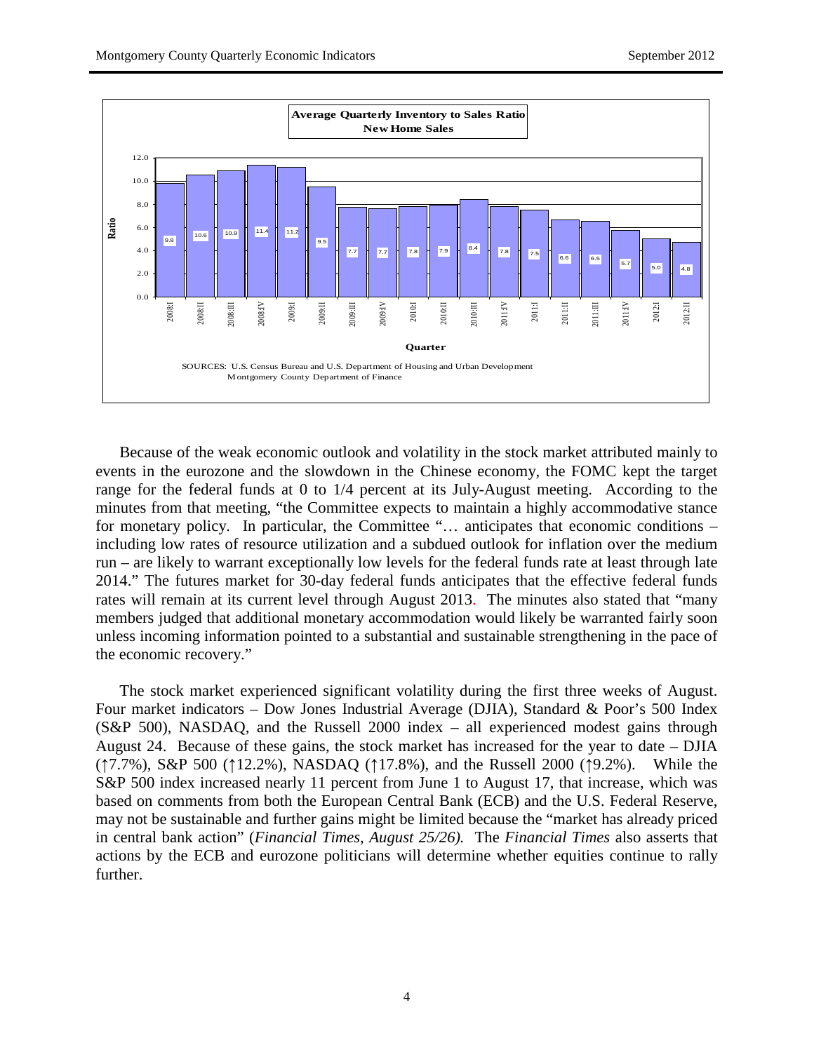**Average Quarterly Inventory to Sales Ratio**
**New Home Sales**

| Quarter | Ratio |
|---|---|
| 2008:I | 9.8 |
| 2008:II | 10.6 |
| 2008:III | 10.9 |
| 2008:IV | 11.4 |
| 2009:I | 11.2 |
| 2009:II | 9.5 |
| 2009:III | 7.7 |
| 2009:IV | 7.7 |
| 2010:I | 7.8 |
| 2010:II | 7.9 |
| 2010:III | 8.4 |
| 2011:IV | 7.8 |
| 2011:I | 7.5 |
| 2011:II | 6.6 |
| 2011:III | 6.5 |
| 2011:IV | 5.7 |
| 2012:I | 5.0 |
| 2012:II | 4.8 |

SOURCES: U.S. Census Bureau and U.S. Department of Housing and Urban Development
Montgomery County Department of Finance

Because of the weak economic outlook and volatility in the stock market attributed mainly to events in the eurozone and the slowdown in the Chinese economy, the FOMC kept the target range for the federal funds at 0 to 1/4 percent at its July-August meeting. According to the minutes from that meeting, "the Committee expects to maintain a highly accommodative stance for monetary policy. In particular, the Committee "… anticipates that economic conditions – including low rates of resource utilization and a subdued outlook for inflation over the medium run – are likely to warrant exceptionally low levels for the federal funds rate at least through late 2014." The futures market for 30-day federal funds anticipates that the effective federal funds rates will remain at its current level through August 2013. The minutes also stated that "many members judged that additional monetary accommodation would likely be warranted fairly soon unless incoming information pointed to a substantial and sustainable strengthening in the pace of the economic recovery."

The stock market experienced significant volatility during the first three weeks of August. Four market indicators – Dow Jones Industrial Average (DJIA), Standard & Poor's 500 Index (S&P 500), NASDAQ, and the Russell 2000 index – all experienced modest gains through August 24. Because of these gains, the stock market has increased for the year to date – DJIA (↑7.7%), S&P 500 (↑12.2%), NASDAQ (↑17.8%), and the Russell 2000 (↑9.2%). While the S&P 500 index increased nearly 11 percent from June 1 to August 17, that increase, which was based on comments from both the European Central Bank (ECB) and the U.S. Federal Reserve, may not be sustainable and further gains might be limited because the "market has already priced in central bank action" (*Financial Times, August 25/26).* The *Financial Times* also asserts that actions by the ECB and eurozone politicians will determine whether equities continue to rally further.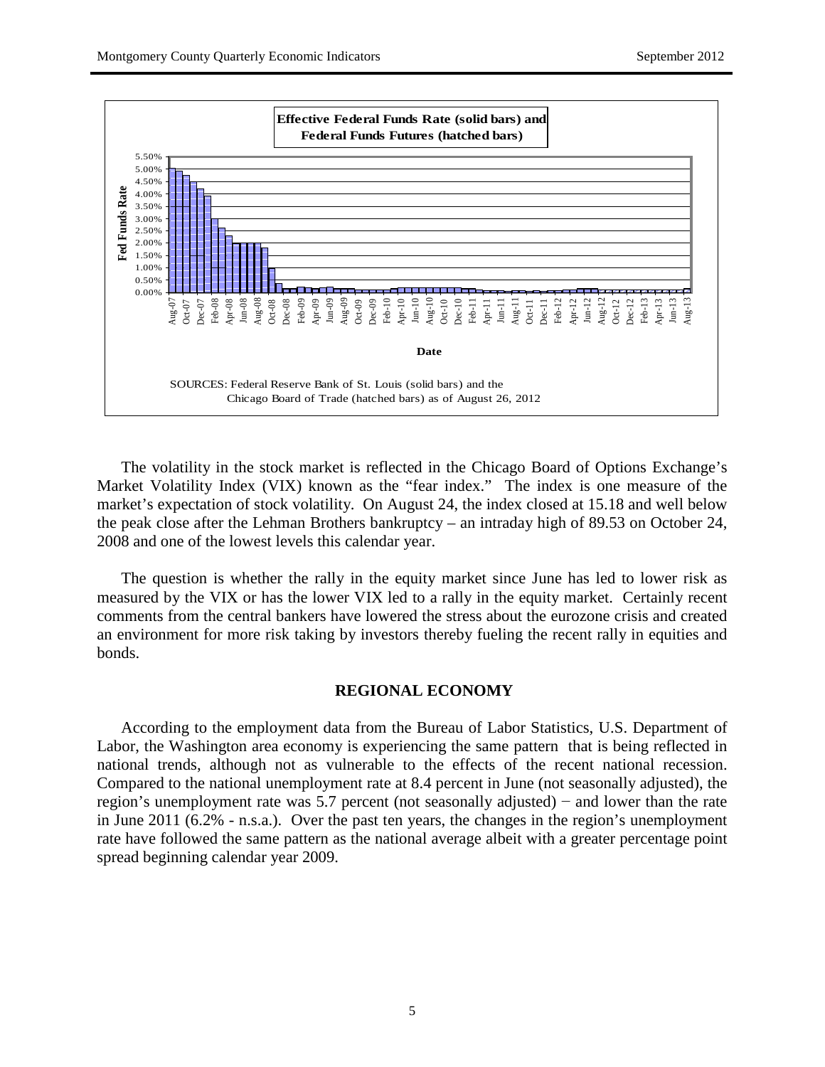**Effective Federal Funds Rate (solid bars) and Federal Funds Futures (hatched bars)**

SOURCES: Federal Reserve Bank of St. Louis (solid bars) and the Chicago Board of Trade (hatched bars) as of August 26, 2012

The volatility in the stock market is reflected in the Chicago Board of Options Exchange's Market Volatility Index (VIX) known as the "fear index." The index is one measure of the market's expectation of stock volatility. On August 24, the index closed at 15.18 and well below the peak close after the Lehman Brothers bankruptcy – an intraday high of 89.53 on October 24, 2008 and one of the lowest levels this calendar year.

The question is whether the rally in the equity market since June has led to lower risk as measured by the VIX or has the lower VIX led to a rally in the equity market. Certainly recent comments from the central bankers have lowered the stress about the eurozone crisis and created an environment for more risk taking by investors thereby fueling the recent rally in equities and bonds.

## REGIONAL ECONOMY

According to the employment data from the Bureau of Labor Statistics, U.S. Department of Labor, the Washington area economy is experiencing the same pattern that is being reflected in national trends, although not as vulnerable to the effects of the recent national recession. Compared to the national unemployment rate at 8.4 percent in June (not seasonally adjusted), the region's unemployment rate was 5.7 percent (not seasonally adjusted) − and lower than the rate in June 2011 (6.2% - n.s.a.). Over the past ten years, the changes in the region's unemployment rate have followed the same pattern as the national average albeit with a greater percentage point spread beginning calendar year 2009.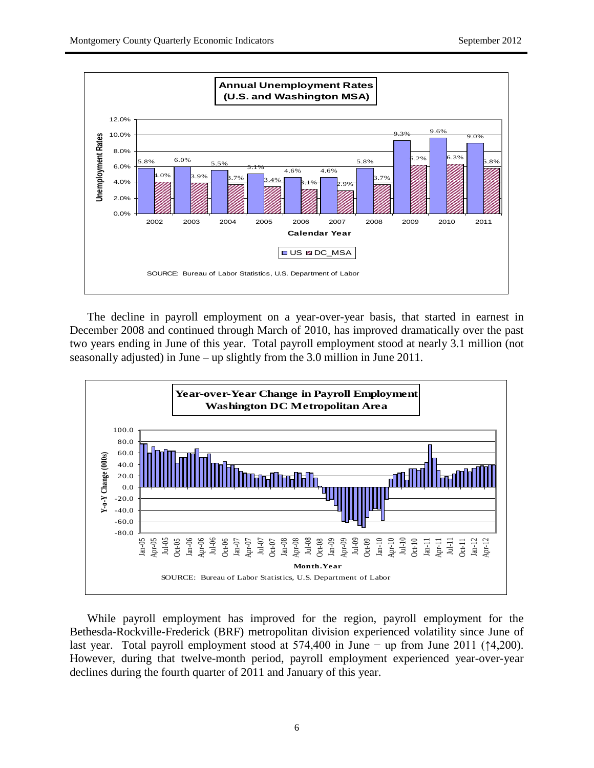**Annual Unemployment Rates (U.S. and Washington MSA)**

| Calendar Year | US | DC_MSA |
|---|---|---|
| 2002 | 5.8% | 4.0% |
| 2003 | 6.0% | 3.9% |
| 2004 | 5.5% | 3.7% |
| 2005 | 5.1% | 3.4% |
| 2006 | 4.6% | 3.1% |
| 2007 | 4.6% | 2.9% |
| 2008 | 5.8% | 3.7% |
| 2009 | 9.3% | 6.2% |
| 2010 | 9.6% | 6.3% |
| 2011 | 9.0% | 5.8% |

SOURCE: Bureau of Labor Statistics, U.S. Department of Labor

The decline in payroll employment on a year-over-year basis, that started in earnest in December 2008 and continued through March of 2010, has improved dramatically over the past two years ending in June of this year. Total payroll employment stood at nearly 3.1 million (not seasonally adjusted) in June – up slightly from the 3.0 million in June 2011.

**Year-over-Year Change in Payroll Employment Washington DC Metropolitan Area**

SOURCE: Bureau of Labor Statistics, U.S. Department of Labor

While payroll employment has improved for the region, payroll employment for the Bethesda-Rockville-Frederick (BRF) metropolitan division experienced volatility since June of last year. Total payroll employment stood at 574,400 in June − up from June 2011 (↑4,200). However, during that twelve-month period, payroll employment experienced year-over-year declines during the fourth quarter of 2011 and January of this year.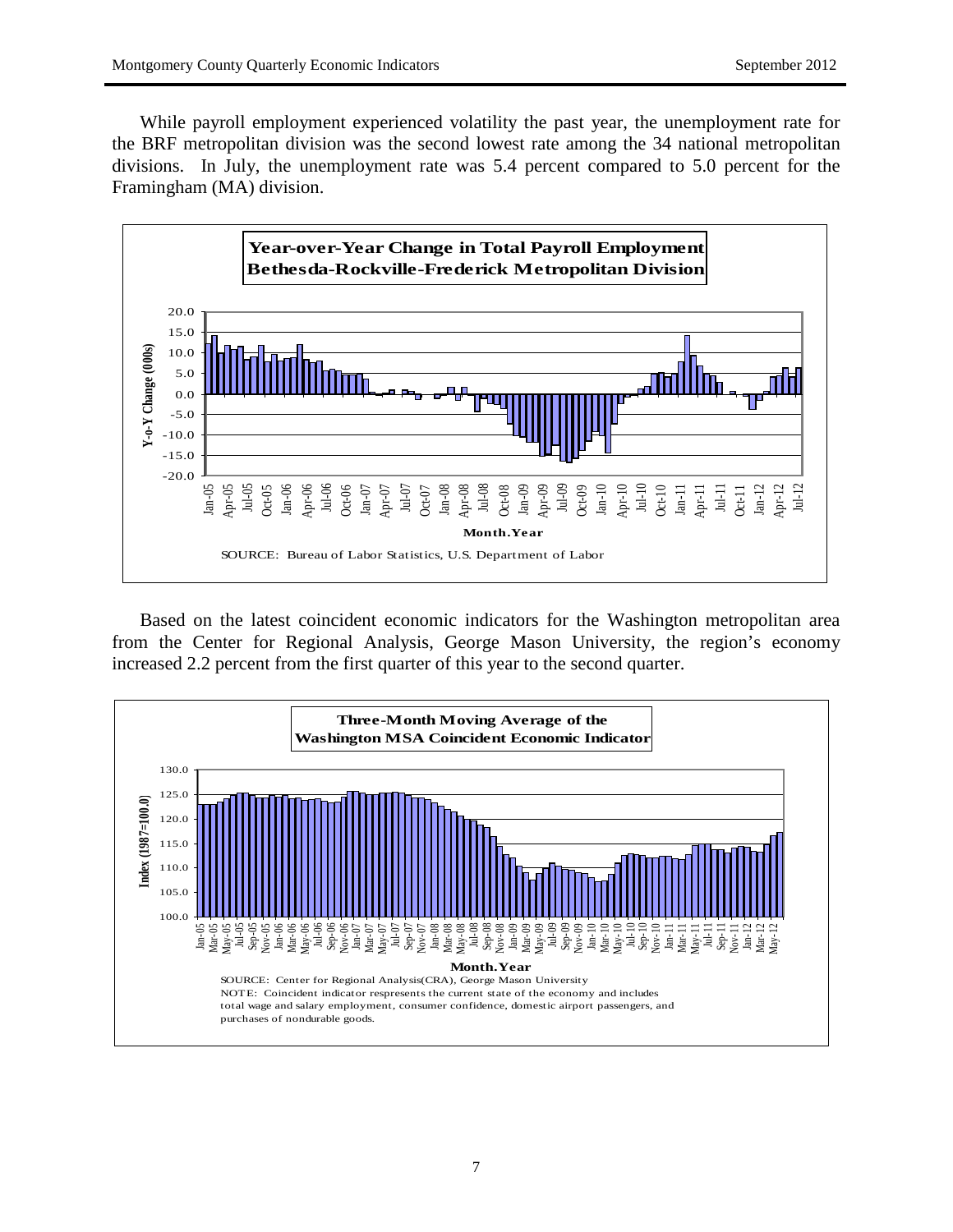While payroll employment experienced volatility the past year, the unemployment rate for the BRF metropolitan division was the second lowest rate among the 34 national metropolitan divisions. In July, the unemployment rate was 5.4 percent compared to 5.0 percent for the Framingham (MA) division.

**Year-over-Year Change in Total Payroll Employment**
**Bethesda-Rockville-Frederick Metropolitan Division**

SOURCE: Bureau of Labor Statistics, U.S. Department of Labor

Based on the latest coincident economic indicators for the Washington metropolitan area from the Center for Regional Analysis, George Mason University, the region's economy increased 2.2 percent from the first quarter of this year to the second quarter.

**Three-Month Moving Average of the**
**Washington MSA Coincident Economic Indicator**

SOURCE: Center for Regional Analysis(CRA), George Mason University
NOTE: Coincident indicator respresents the current state of the economy and includes total wage and salary employment, consumer confidence, domestic airport passengers, and purchases of nondurable goods.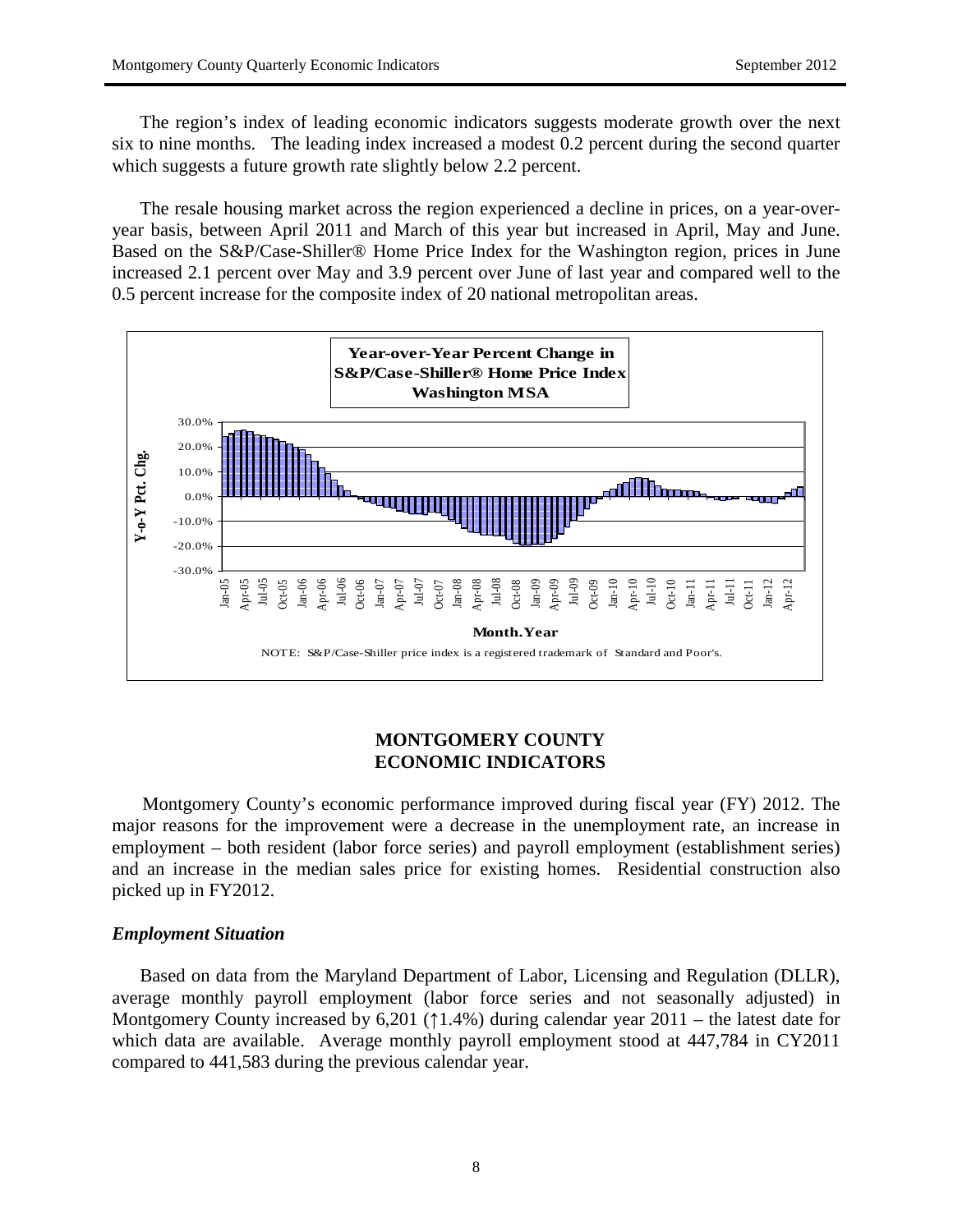The region's index of leading economic indicators suggests moderate growth over the next six to nine months. The leading index increased a modest 0.2 percent during the second quarter which suggests a future growth rate slightly below 2.2 percent.

The resale housing market across the region experienced a decline in prices, on a year-over-year basis, between April 2011 and March of this year but increased in April, May and June. Based on the S&P/Case-Shiller® Home Price Index for the Washington region, prices in June increased 2.1 percent over May and 3.9 percent over June of last year and compared well to the 0.5 percent increase for the composite index of 20 national metropolitan areas.

**Year-over-Year Percent Change in S&P/Case-Shiller® Home Price Index Washington MSA**

NOTE: S&P/Case-Shiller price index is a registered trademark of Standard and Poor's.

## MONTGOMERY COUNTY ECONOMIC INDICATORS

Montgomery County's economic performance improved during fiscal year (FY) 2012. The major reasons for the improvement were a decrease in the unemployment rate, an increase in employment – both resident (labor force series) and payroll employment (establishment series) and an increase in the median sales price for existing homes. Residential construction also picked up in FY2012.

### *Employment Situation*

Based on data from the Maryland Department of Labor, Licensing and Regulation (DLLR), average monthly payroll employment (labor force series and not seasonally adjusted) in Montgomery County increased by 6,201 (↑1.4%) during calendar year 2011 – the latest date for which data are available. Average monthly payroll employment stood at 447,784 in CY2011 compared to 441,583 during the previous calendar year.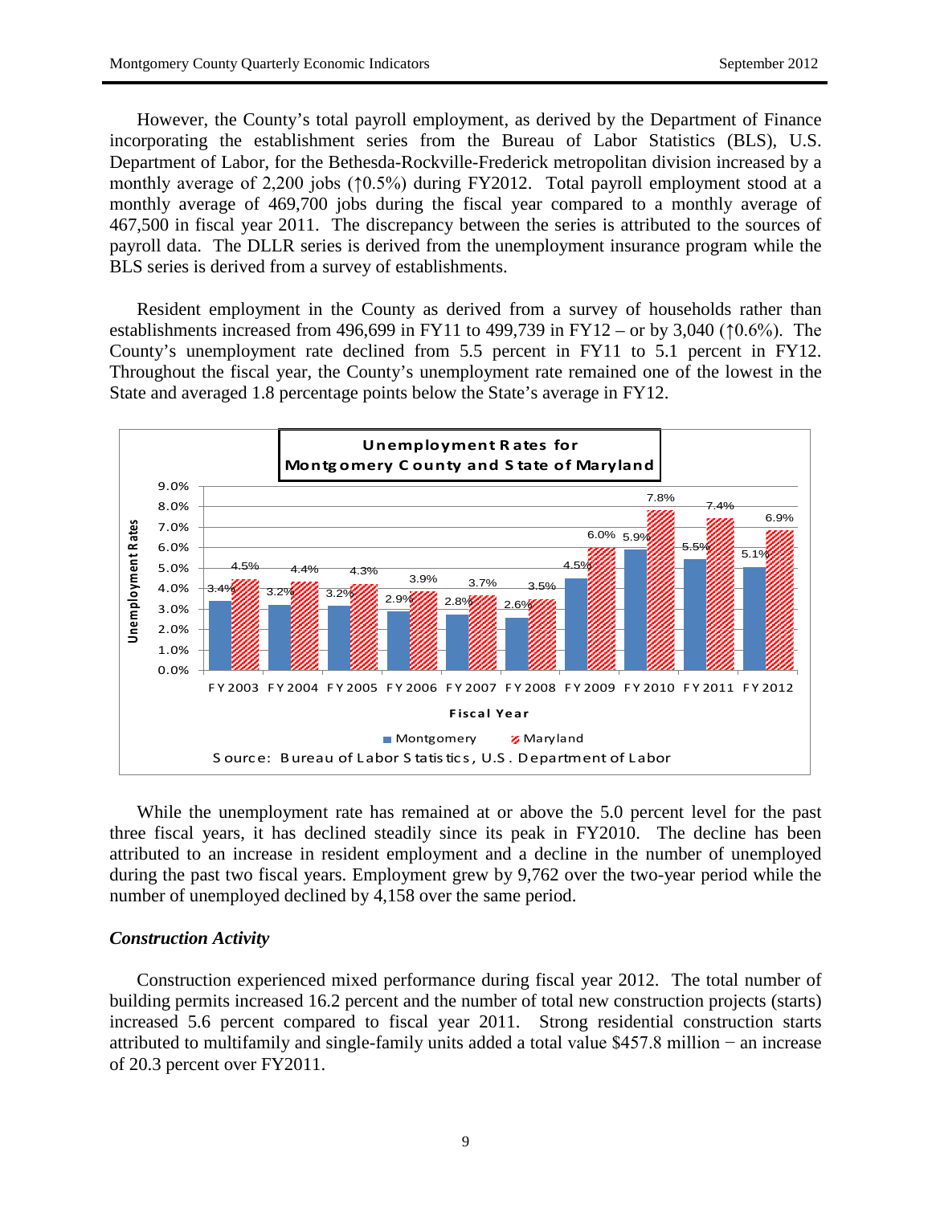However, the County's total payroll employment, as derived by the Department of Finance incorporating the establishment series from the Bureau of Labor Statistics (BLS), U.S. Department of Labor, for the Bethesda-Rockville-Frederick metropolitan division increased by a monthly average of 2,200 jobs (↑0.5%) during FY2012. Total payroll employment stood at a monthly average of 469,700 jobs during the fiscal year compared to a monthly average of 467,500 in fiscal year 2011. The discrepancy between the series is attributed to the sources of payroll data. The DLLR series is derived from the unemployment insurance program while the BLS series is derived from a survey of establishments.

Resident employment in the County as derived from a survey of households rather than establishments increased from 496,699 in FY11 to 499,739 in FY12 – or by 3,040 (↑0.6%). The County's unemployment rate declined from 5.5 percent in FY11 to 5.1 percent in FY12. Throughout the fiscal year, the County's unemployment rate remained one of the lowest in the State and averaged 1.8 percentage points below the State's average in FY12.

**Unemployment Rates for Montgomery County and State of Maryland**

| Fiscal Year | Montgomery | Maryland |
|---|---|---|
| FY 2003 | 3.4% | 4.5% |
| FY 2004 | 3.2% | 4.4% |
| FY 2005 | 3.2% | 4.3% |
| FY 2006 | 2.9% | 3.9% |
| FY 2007 | 2.8% | 3.7% |
| FY 2008 | 2.6% | 3.5% |
| FY 2009 | 4.5% | 6.0% |
| FY 2010 | 5.9% | 7.8% |
| FY 2011 | 5.5% | 7.4% |
| FY 2012 | 5.1% | 6.9% |

Source: Bureau of Labor Statistics, U.S. Department of Labor

While the unemployment rate has remained at or above the 5.0 percent level for the past three fiscal years, it has declined steadily since its peak in FY2010. The decline has been attributed to an increase in resident employment and a decline in the number of unemployed during the past two fiscal years. Employment grew by 9,762 over the two-year period while the number of unemployed declined by 4,158 over the same period.

### *Construction Activity*

Construction experienced mixed performance during fiscal year 2012. The total number of building permits increased 16.2 percent and the number of total new construction projects (starts) increased 5.6 percent compared to fiscal year 2011. Strong residential construction starts attributed to multifamily and single-family units added a total value $457.8 million − an increase of 20.3 percent over FY2011.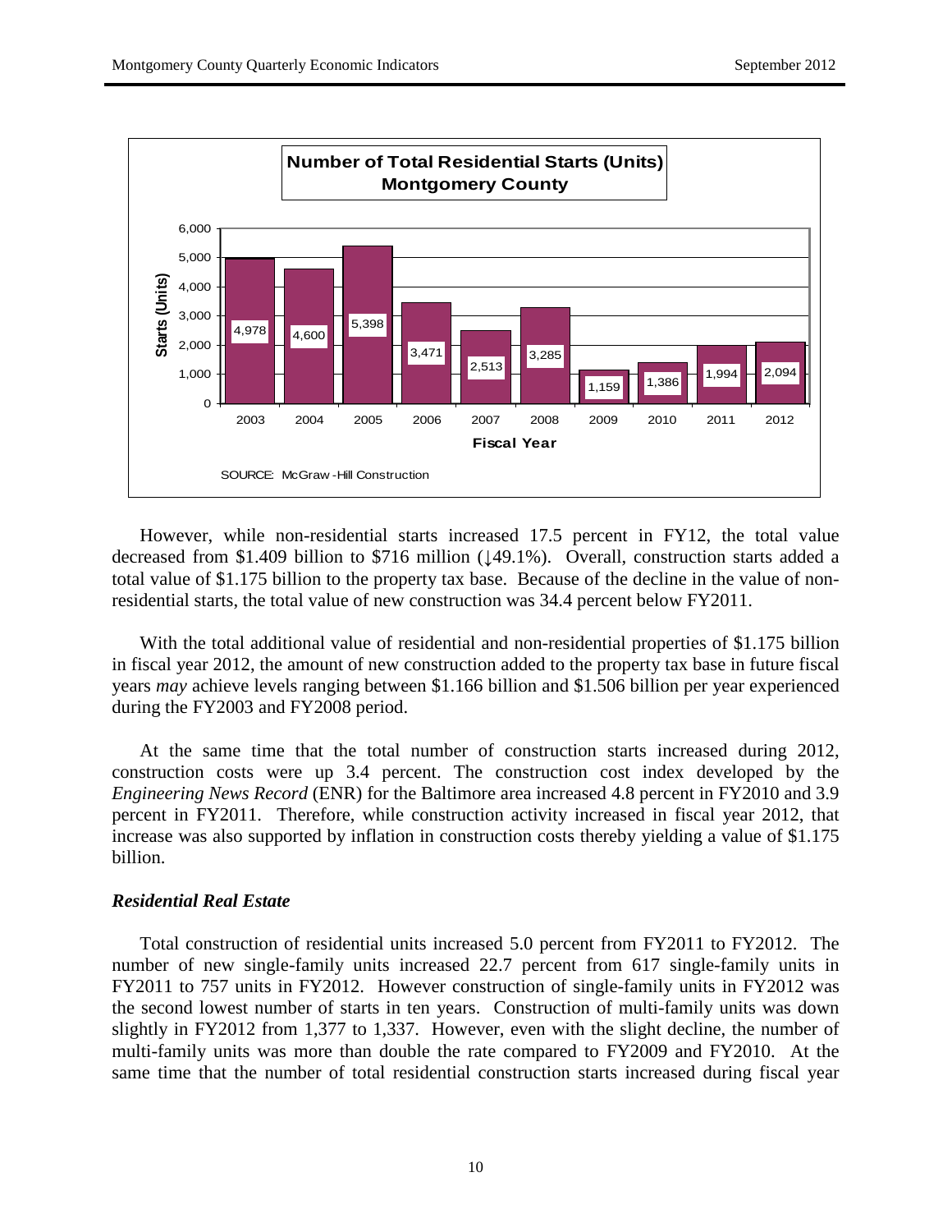**Number of Total Residential Starts (Units)**
**Montgomery County**

| Fiscal Year | Starts (Units) |
|---|---|
| 2003 | 4,978 |
| 2004 | 4,600 |
| 2005 | 5,398 |
| 2006 | 3,471 |
| 2007 | 2,513 |
| 2008 | 3,285 |
| 2009 | 1,159 |
| 2010 | 1,386 |
| 2011 | 1,994 |
| 2012 | 2,094 |

SOURCE: McGraw-Hill Construction

However, while non-residential starts increased 17.5 percent in FY12, the total value decreased from $1.409 billion to $716 million (↓49.1%). Overall, construction starts added a total value of $1.175 billion to the property tax base. Because of the decline in the value of non-residential starts, the total value of new construction was 34.4 percent below FY2011.

With the total additional value of residential and non-residential properties of $1.175 billion in fiscal year 2012, the amount of new construction added to the property tax base in future fiscal years *may* achieve levels ranging between $1.166 billion and $1.506 billion per year experienced during the FY2003 and FY2008 period.

At the same time that the total number of construction starts increased during 2012, construction costs were up 3.4 percent. The construction cost index developed by the *Engineering News Record* (ENR) for the Baltimore area increased 4.8 percent in FY2010 and 3.9 percent in FY2011. Therefore, while construction activity increased in fiscal year 2012, that increase was also supported by inflation in construction costs thereby yielding a value of $1.175 billion.

### *Residential Real Estate*

Total construction of residential units increased 5.0 percent from FY2011 to FY2012. The number of new single-family units increased 22.7 percent from 617 single-family units in FY2011 to 757 units in FY2012. However construction of single-family units in FY2012 was the second lowest number of starts in ten years. Construction of multi-family units was down slightly in FY2012 from 1,377 to 1,337. However, even with the slight decline, the number of multi-family units was more than double the rate compared to FY2009 and FY2010. At the same time that the number of total residential construction starts increased during fiscal year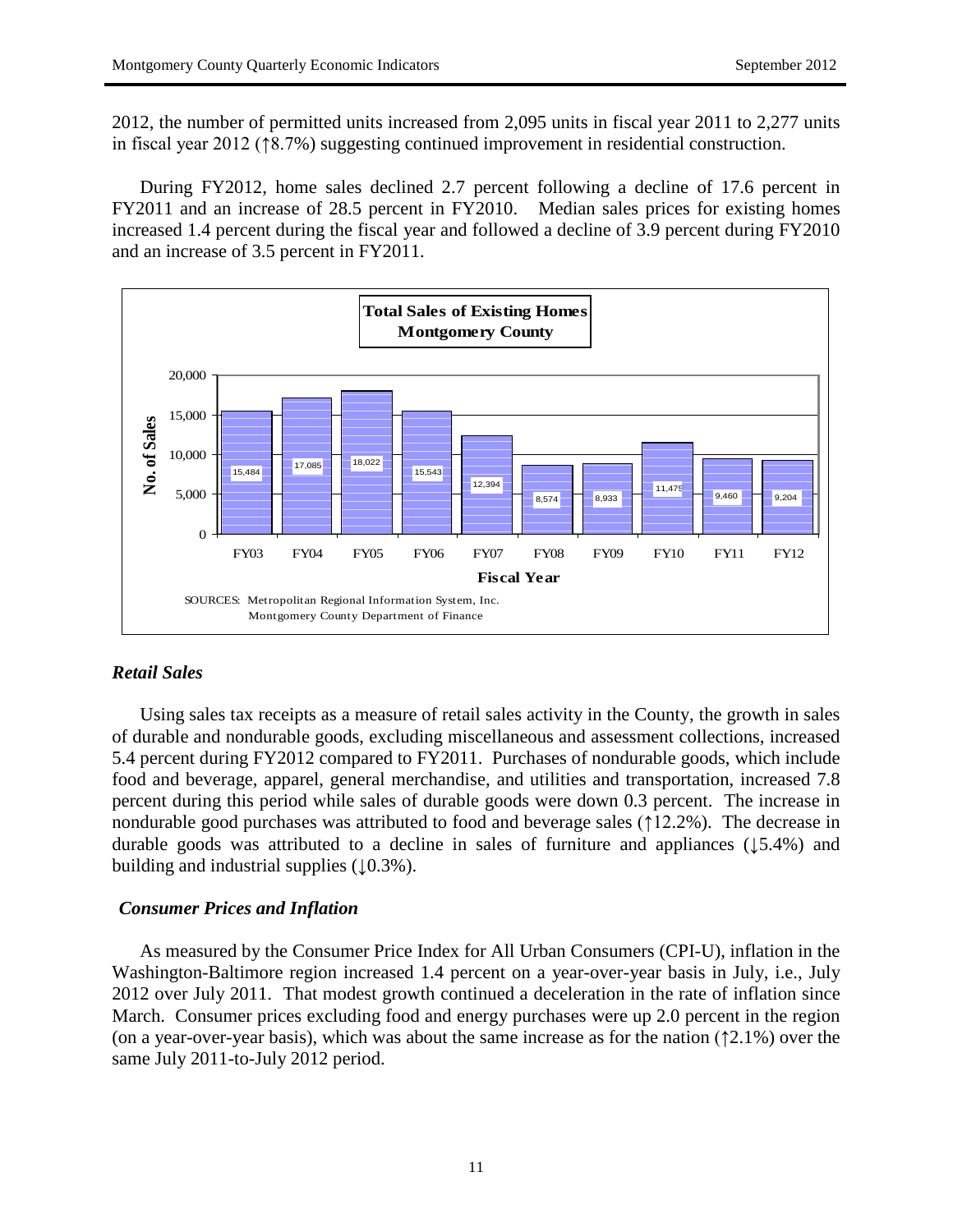2012, the number of permitted units increased from 2,095 units in fiscal year 2011 to 2,277 units in fiscal year 2012 (↑8.7%) suggesting continued improvement in residential construction.

During FY2012, home sales declined 2.7 percent following a decline of 17.6 percent in FY2011 and an increase of 28.5 percent in FY2010. Median sales prices for existing homes increased 1.4 percent during the fiscal year and followed a decline of 3.9 percent during FY2010 and an increase of 3.5 percent in FY2011.

**Total Sales of Existing Homes Montgomery County**

| Fiscal Year | No. of Sales |
|---|---|
| FY03 | 15,484 |
| FY04 | 17,085 |
| FY05 | 18,022 |
| FY06 | 15,543 |
| FY07 | 12,394 |
| FY08 | 8,574 |
| FY09 | 8,933 |
| FY10 | 11,475 |
| FY11 | 9,460 |
| FY12 | 9,204 |

SOURCES: Metropolitan Regional Information System, Inc. Montgomery County Department of Finance

### *Retail Sales*

Using sales tax receipts as a measure of retail sales activity in the County, the growth in sales of durable and nondurable goods, excluding miscellaneous and assessment collections, increased 5.4 percent during FY2012 compared to FY2011. Purchases of nondurable goods, which include food and beverage, apparel, general merchandise, and utilities and transportation, increased 7.8 percent during this period while sales of durable goods were down 0.3 percent. The increase in nondurable good purchases was attributed to food and beverage sales (↑12.2%). The decrease in durable goods was attributed to a decline in sales of furniture and appliances (↓5.4%) and building and industrial supplies (↓0.3%).

### *Consumer Prices and Inflation*

As measured by the Consumer Price Index for All Urban Consumers (CPI-U), inflation in the Washington-Baltimore region increased 1.4 percent on a year-over-year basis in July, i.e., July 2012 over July 2011. That modest growth continued a deceleration in the rate of inflation since March. Consumer prices excluding food and energy purchases were up 2.0 percent in the region (on a year-over-year basis), which was about the same increase as for the nation (↑2.1%) over the same July 2011-to-July 2012 period.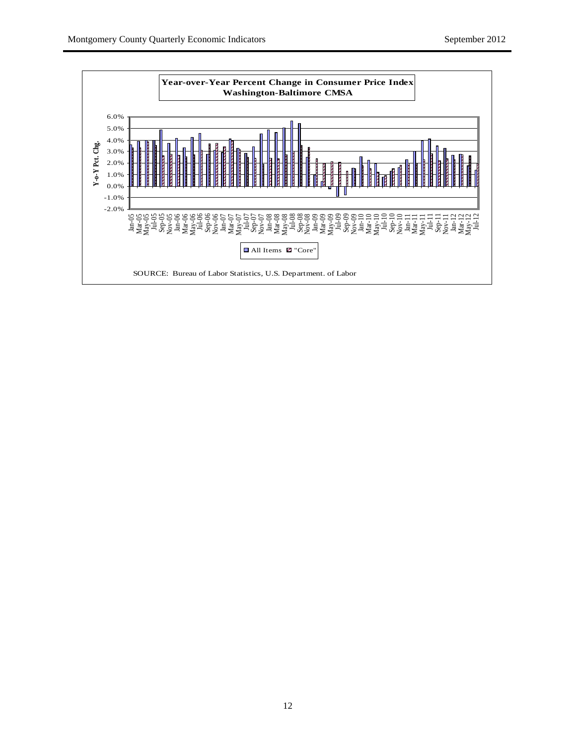**Year-over-Year Percent Change in Consumer Price Index**
**Washington-Baltimore CMSA**

Y-o-Y Pct. Chg.

6.0%
5.0%
4.0%
3.0%
2.0%
1.0%
0.0%
-1.0%
-2.0%

Jan-05, Mar-05, May-05, Jul-05, Sep-05, Nov-05, Jan-06, Mar-06, May-06, Jul-06, Sep-06, Nov-06, Jan-07, Mar-07, May-07, Jul-07, Sep-07, Nov-07, Jan-08, Mar-08, May-08, Jul-08, Sep-08, Nov-08, Jan-09, Mar-09, May-09, Jul-09, Sep-09, Nov-09, Jan-10, Mar-10, May-10, Jul-10, Sep-10, Nov-10, Jan-11, Mar-11, May-11, Jul-11, Sep-11, Nov-11, Jan-12, Mar-12, May-12, Jul-12

All Items "Core"

SOURCE: Bureau of Labor Statistics, U.S. Department. of Labor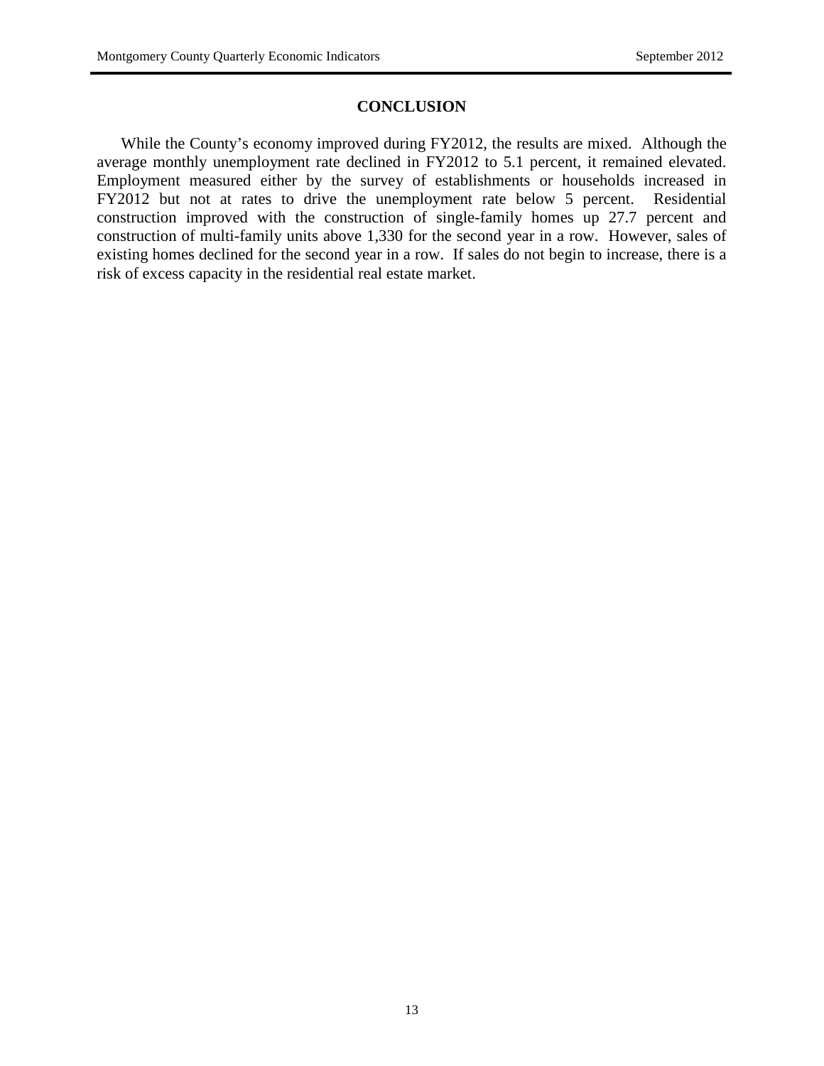## CONCLUSION

While the County's economy improved during FY2012, the results are mixed. Although the average monthly unemployment rate declined in FY2012 to 5.1 percent, it remained elevated. Employment measured either by the survey of establishments or households increased in FY2012 but not at rates to drive the unemployment rate below 5 percent. Residential construction improved with the construction of single-family homes up 27.7 percent and construction of multi-family units above 1,330 for the second year in a row. However, sales of existing homes declined for the second year in a row. If sales do not begin to increase, there is a risk of excess capacity in the residential real estate market.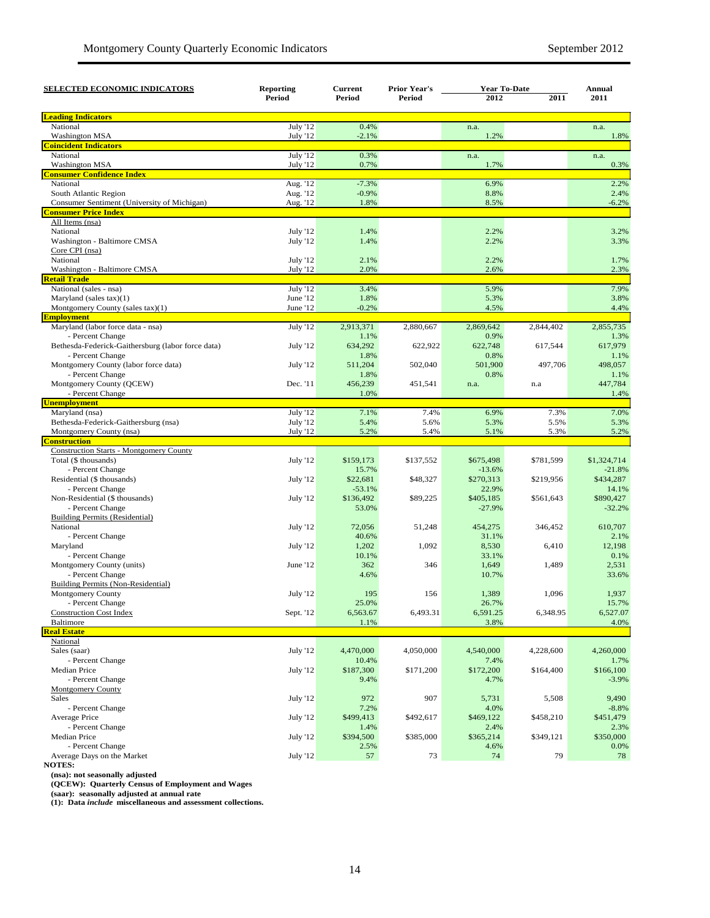| SELECTED ECONOMIC INDICATORS | Reporting Period | Current Period | Prior Year's Period | Year To-Date 2012 | Year To-Date 2011 | Annual 2011 |
|---|---|---|---|---|---|---|
| **Leading Indicators** | | | | | | |
| National | July '12 | 0.4% | | n.a. | | n.a. |
| Washington MSA | July '12 | -2.1% | | 1.2% | | 1.8% |
| **Coincident Indicators** | | | | | | |
| National | July '12 | 0.3% | | n.a. | | n.a. |
| Washington MSA | July '12 | 0.7% | | 1.7% | | 0.3% |
| **Consumer Confidence Index** | | | | | | |
| National | Aug. '12 | -7.3% | | 6.9% | | 2.2% |
| South Atlantic Region | Aug. '12 | -0.9% | | 8.8% | | 2.4% |
| Consumer Sentiment (University of Michigan) | Aug. '12 | 1.8% | | 8.5% | | -6.2% |
| **Consumer Price Index** | | | | | | |
| All Items (nsa) | | | | | | |
| National | July '12 | 1.4% | | 2.2% | | 3.2% |
| Washington - Baltimore CMSA | July '12 | 1.4% | | 2.2% | | 3.3% |
| Core CPI (nsa) | | | | | | |
| National | July '12 | 2.1% | | 2.2% | | 1.7% |
| Washington - Baltimore CMSA | July '12 | 2.0% | | 2.6% | | 2.3% |
| **Retail Trade** | | | | | | |
| National (sales - nsa) | July '12 | 3.4% | | 5.9% | | 7.9% |
| Maryland (sales tax)(1) | June '12 | 1.8% | | 5.3% | | 3.8% |
| Montgomery County (sales tax)(1) | June '12 | -0.2% | | 4.5% | | 4.4% |
| **Employment** | | | | | | |
| Maryland (labor force data - nsa) | July '12 | 2,913,371 | 2,880,667 | 2,869,642 | 2,844,402 | 2,855,735 |
| - Percent Change | | 1.1% | | 0.9% | | 1.3% |
| Bethesda-Federick-Gaithersburg (labor force data) | July '12 | 634,292 | 622,922 | 622,748 | 617,544 | 617,979 |
| - Percent Change | | 1.8% | | 0.8% | | 1.1% |
| Montgomery County (labor force data) | July '12 | 511,204 | 502,040 | 501,900 | 497,706 | 498,057 |
| - Percent Change | | 1.8% | | 0.8% | | 1.1% |
| Montgomery County (QCEW) | Dec. '11 | 456,239 | 451,541 | n.a. | n.a | 447,784 |
| - Percent Change | | 1.0% | | | | 1.4% |
| **Unemployment** | | | | | | |
| Maryland (nsa) | July '12 | 7.1% | 7.4% | 6.9% | 7.3% | 7.0% |
| Bethesda-Federick-Gaithersburg (nsa) | July '12 | 5.4% | 5.6% | 5.3% | 5.5% | 5.3% |
| Montgomery County (nsa) | July '12 | 5.2% | 5.4% | 5.1% | 5.3% | 5.2% |
| **Construction** | | | | | | |
| Construction Starts - Montgomery County | | | | | | |
| Total ($ thousands) | July '12 | $159,173 | $137,552 | $675,498 | $781,599 | $1,324,714 |
| - Percent Change | | 15.7% | | -13.6% | | -21.8% |
| Residential ($ thousands) | July '12 | $22,681 | $48,327 | $270,313 | $219,956 | $434,287 |
| - Percent Change | | -53.1% | | 22.9% | | 14.1% |
| Non-Residential ($ thousands) | July '12 | $136,492 | $89,225 | $405,185 | $561,643 | $890,427 |
| - Percent Change | | 53.0% | | -27.9% | | -32.2% |
| Building Permits (Residential) | | | | | | |
| National | July '12 | 72,056 | 51,248 | 454,275 | 346,452 | 610,707 |
| - Percent Change | | 40.6% | | 31.1% | | 2.1% |
| Maryland | July '12 | 1,202 | 1,092 | 8,530 | 6,410 | 12,198 |
| - Percent Change | | 10.1% | | 33.1% | | 0.1% |
| Montgomery County (units) | June '12 | 362 | 346 | 1,649 | 1,489 | 2,531 |
| - Percent Change | | 4.6% | | 10.7% | | 33.6% |
| Building Permits (Non-Residential) | | | | | | |
| Montgomery County | July '12 | 195 | 156 | 1,389 | 1,096 | 1,937 |
| - Percent Change | | 25.0% | | 26.7% | | 15.7% |
| Construction Cost Index | Sept. '12 | 6,563.67 | 6,493.31 | 6,591.25 | 6,348.95 | 6,527.07 |
| Baltimore | | 1.1% | | 3.8% | | 4.0% |
| **Real Estate** | | | | | | |
| National | | | | | | |
| Sales (saar) | July '12 | 4,470,000 | 4,050,000 | 4,540,000 | 4,228,600 | 4,260,000 |
| - Percent Change | | 10.4% | | 7.4% | | 1.7% |
| Median Price | July '12 | $187,300 | $171,200 | $172,200 | $164,400 | $166,100 |
| - Percent Change | | 9.4% | | 4.7% | | -3.9% |
| Montgomery County | | | | | | |
| Sales | July '12 | 972 | 907 | 5,731 | 5,508 | 9,490 |
| - Percent Change | | 7.2% | | 4.0% | | -8.8% |
| Average Price | July '12 | $499,413 | $492,617 | $469,122 | $458,210 | $451,479 |
| - Percent Change | | 1.4% | | 2.4% | | 2.3% |
| Median Price | July '12 | $394,500 | $385,000 | $365,214 | $349,121 | $350,000 |
| - Percent Change | | 2.5% | | 4.6% | | 0.0% |
| Average Days on the Market | July '12 | 57 | 73 | 74 | 79 | 78 |

**NOTES:**

**(nsa): not seasonally adjusted**
**(QCEW): Quarterly Census of Employment and Wages**
**(saar): seasonally adjusted at annual rate**
**(1): Data *include* miscellaneous and assessment collections.**